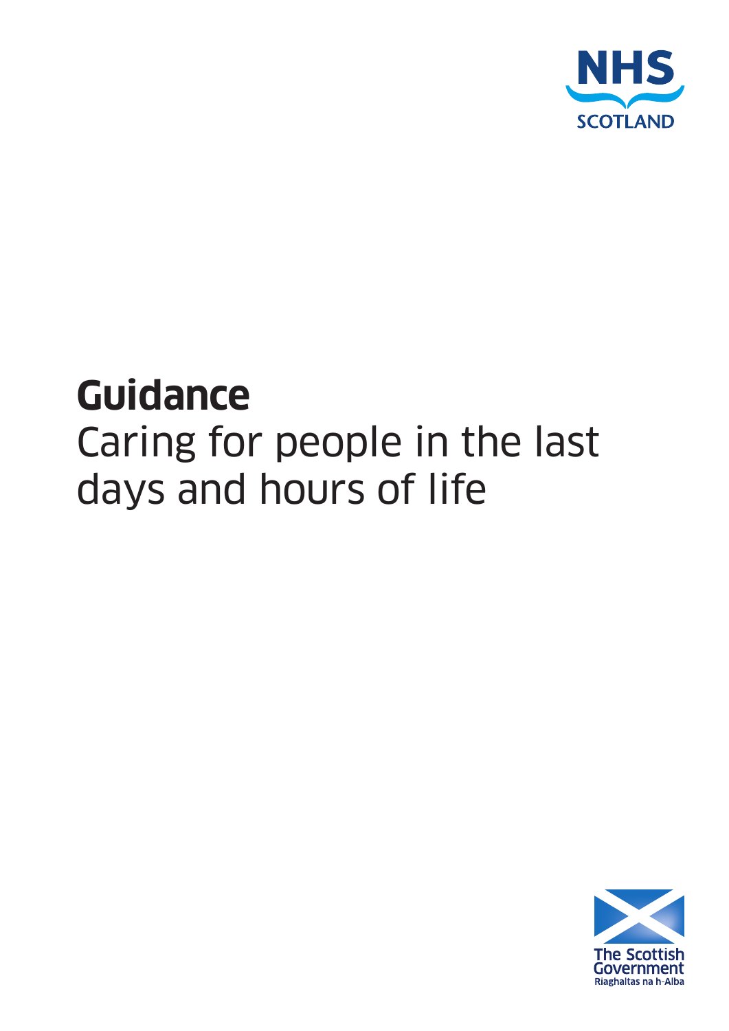NHS SCOTLAND

# Guidance

Caring for people in the last days and hours of life

The Scottish Government
Riaghaltas na h-Alba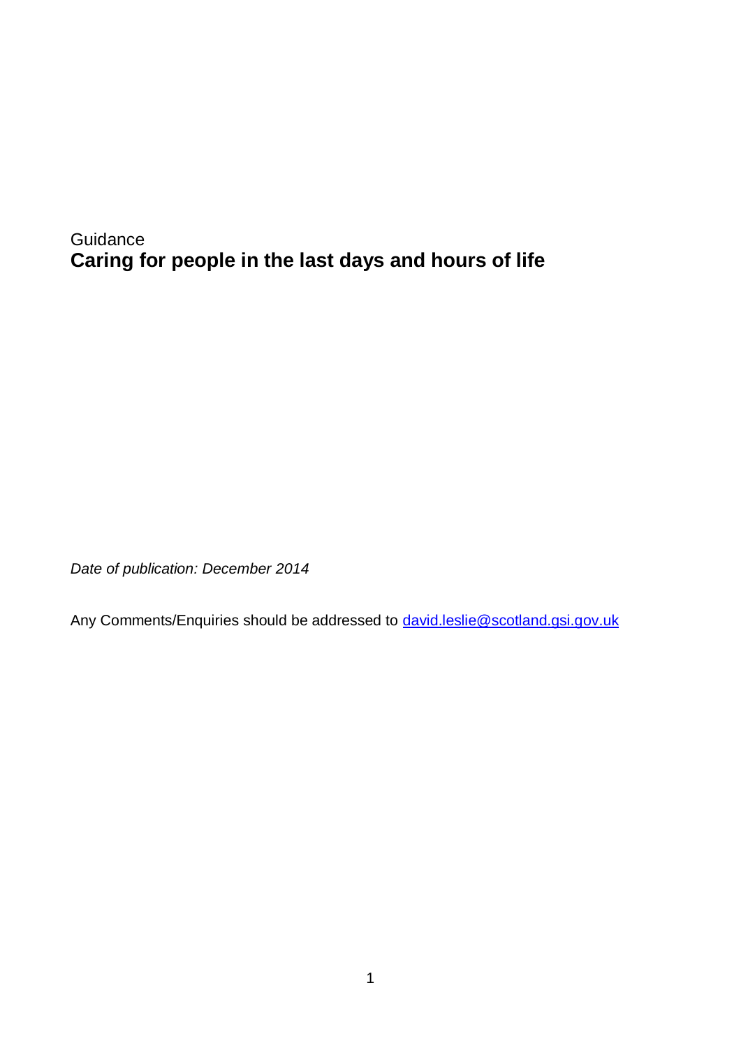Guidance

# Caring for people in the last days and hours of life

*Date of publication: December 2014*

Any Comments/Enquiries should be addressed to [david.leslie@scotland.gsi.gov.uk](mailto:david.leslie@scotland.gsi.gov.uk)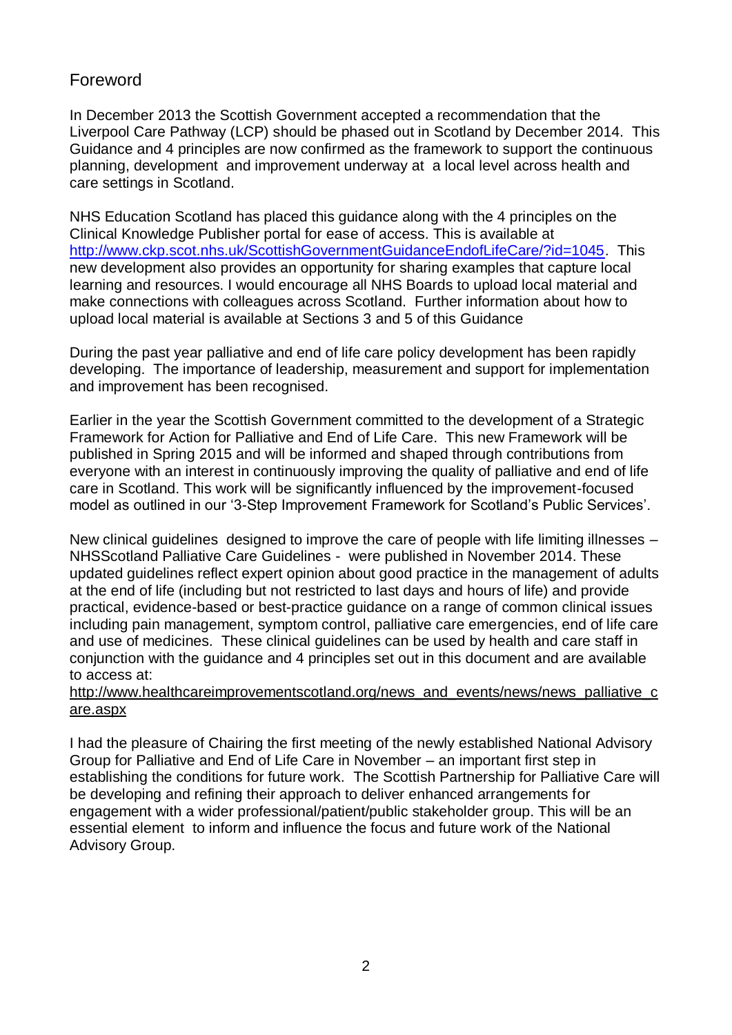## Foreword

In December 2013 the Scottish Government accepted a recommendation that the Liverpool Care Pathway (LCP) should be phased out in Scotland by December 2014. This Guidance and 4 principles are now confirmed as the framework to support the continuous planning, development and improvement underway at a local level across health and care settings in Scotland.

NHS Education Scotland has placed this guidance along with the 4 principles on the Clinical Knowledge Publisher portal for ease of access. This is available at http://www.ckp.scot.nhs.uk/ScottishGovernmentGuidanceEndofLifeCare/?id=1045. This new development also provides an opportunity for sharing examples that capture local learning and resources. I would encourage all NHS Boards to upload local material and make connections with colleagues across Scotland. Further information about how to upload local material is available at Sections 3 and 5 of this Guidance

During the past year palliative and end of life care policy development has been rapidly developing. The importance of leadership, measurement and support for implementation and improvement has been recognised.

Earlier in the year the Scottish Government committed to the development of a Strategic Framework for Action for Palliative and End of Life Care. This new Framework will be published in Spring 2015 and will be informed and shaped through contributions from everyone with an interest in continuously improving the quality of palliative and end of life care in Scotland. This work will be significantly influenced by the improvement-focused model as outlined in our '3-Step Improvement Framework for Scotland's Public Services'.

New clinical guidelines designed to improve the care of people with life limiting illnesses – NHSScotland Palliative Care Guidelines - were published in November 2014. These updated guidelines reflect expert opinion about good practice in the management of adults at the end of life (including but not restricted to last days and hours of life) and provide practical, evidence-based or best-practice guidance on a range of common clinical issues including pain management, symptom control, palliative care emergencies, end of life care and use of medicines. These clinical guidelines can be used by health and care staff in conjunction with the guidance and 4 principles set out in this document and are available to access at:
http://www.healthcareimprovementscotland.org/news_and_events/news/news_palliative_care.aspx

I had the pleasure of Chairing the first meeting of the newly established National Advisory Group for Palliative and End of Life Care in November – an important first step in establishing the conditions for future work. The Scottish Partnership for Palliative Care will be developing and refining their approach to deliver enhanced arrangements for engagement with a wider professional/patient/public stakeholder group. This will be an essential element to inform and influence the focus and future work of the National Advisory Group.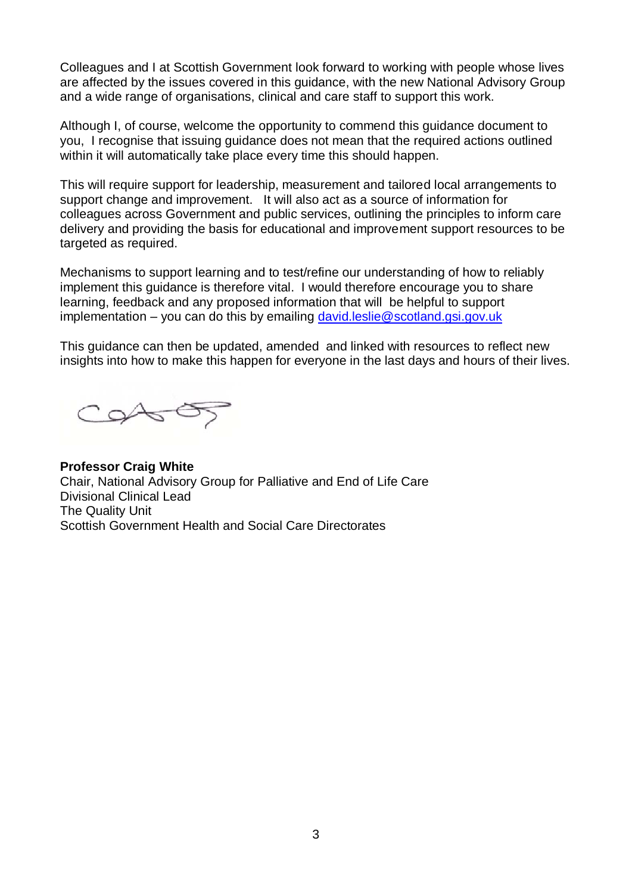Colleagues and I at Scottish Government look forward to working with people whose lives are affected by the issues covered in this guidance, with the new National Advisory Group and a wide range of organisations, clinical and care staff to support this work.

Although I, of course, welcome the opportunity to commend this guidance document to you, I recognise that issuing guidance does not mean that the required actions outlined within it will automatically take place every time this should happen.

This will require support for leadership, measurement and tailored local arrangements to support change and improvement. It will also act as a source of information for colleagues across Government and public services, outlining the principles to inform care delivery and providing the basis for educational and improvement support resources to be targeted as required.

Mechanisms to support learning and to test/refine our understanding of how to reliably implement this guidance is therefore vital. I would therefore encourage you to share learning, feedback and any proposed information that will be helpful to support implementation – you can do this by emailing david.leslie@scotland.gsi.gov.uk

This guidance can then be updated, amended and linked with resources to reflect new insights into how to make this happen for everyone in the last days and hours of their lives.

**Professor Craig White**
Chair, National Advisory Group for Palliative and End of Life Care
Divisional Clinical Lead
The Quality Unit
Scottish Government Health and Social Care Directorates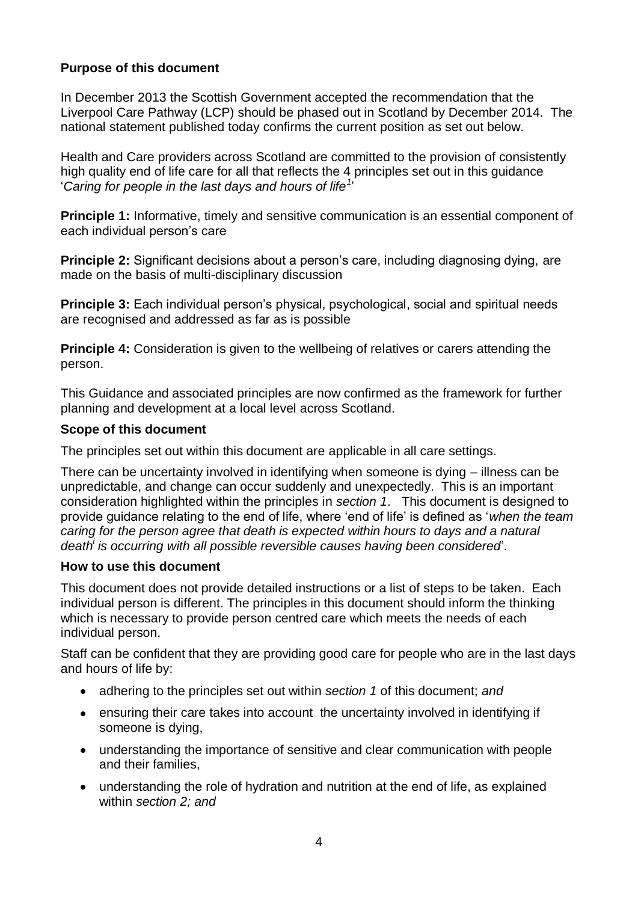**Purpose of this document**

In December 2013 the Scottish Government accepted the recommendation that the Liverpool Care Pathway (LCP) should be phased out in Scotland by December 2014. The national statement published today confirms the current position as set out below.

Health and Care providers across Scotland are committed to the provision of consistently high quality end of life care for all that reflects the 4 principles set out in this guidance '*Caring for people in the last days and hours of life*[1]'

**Principle 1:** Informative, timely and sensitive communication is an essential component of each individual person's care

**Principle 2:** Significant decisions about a person's care, including diagnosing dying, are made on the basis of multi-disciplinary discussion

**Principle 3:** Each individual person's physical, psychological, social and spiritual needs are recognised and addressed as far as is possible

**Principle 4:** Consideration is given to the wellbeing of relatives or carers attending the person.

This Guidance and associated principles are now confirmed as the framework for further planning and development at a local level across Scotland.

**Scope of this document**

The principles set out within this document are applicable in all care settings.

There can be uncertainty involved in identifying when someone is dying – illness can be unpredictable, and change can occur suddenly and unexpectedly. This is an important consideration highlighted within the principles in *section 1*. This document is designed to provide guidance relating to the end of life, where 'end of life' is defined as '*when the team caring for the person agree that death is expected within hours to days and a natural death*[i] *is occurring with all possible reversible causes having been considered*'.

**How to use this document**

This document does not provide detailed instructions or a list of steps to be taken. Each individual person is different. The principles in this document should inform the thinking which is necessary to provide person centred care which meets the needs of each individual person.

Staff can be confident that they are providing good care for people who are in the last days and hours of life by:

- adhering to the principles set out within *section 1* of this document; *and*
- ensuring their care takes into account the uncertainty involved in identifying if someone is dying,
- understanding the importance of sensitive and clear communication with people and their families,
- understanding the role of hydration and nutrition at the end of life, as explained within *section 2; and*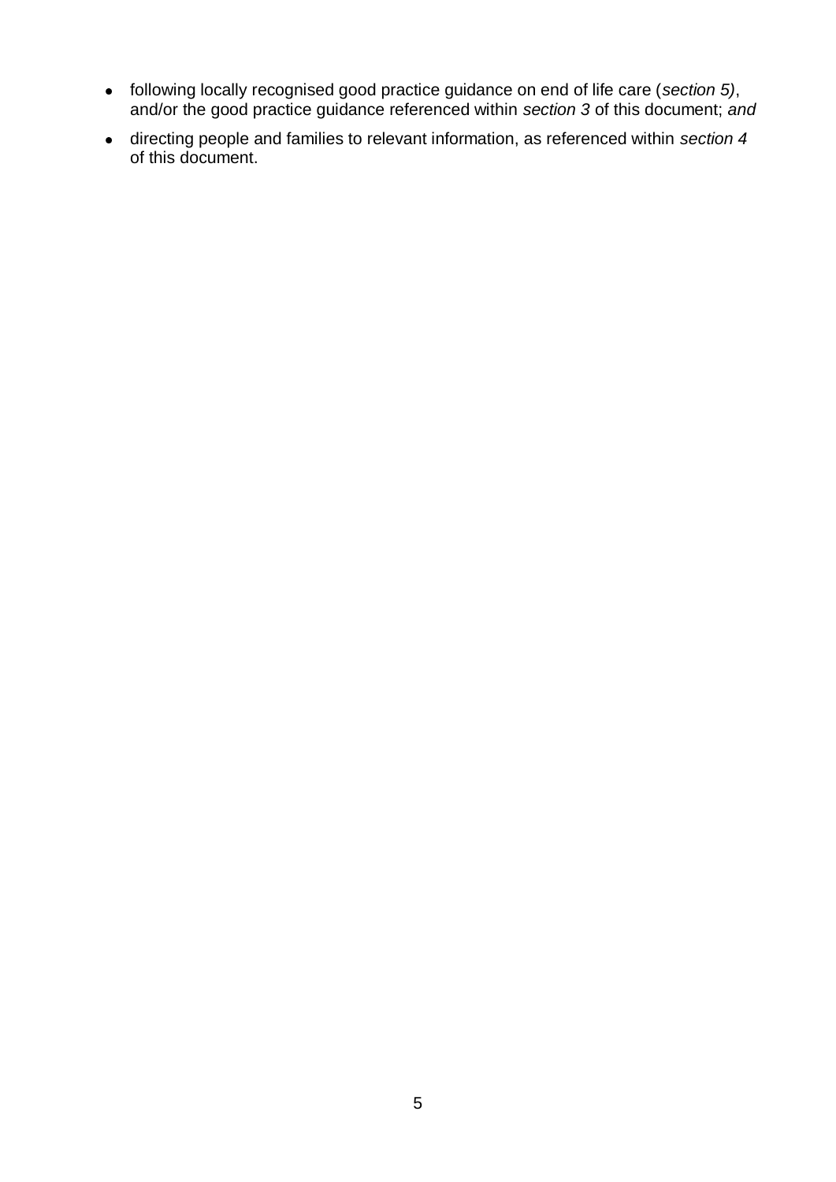- following locally recognised good practice guidance on end of life care (*section 5)*, and/or the good practice guidance referenced within *section 3* of this document; *and*
- directing people and families to relevant information, as referenced within *section 4* of this document.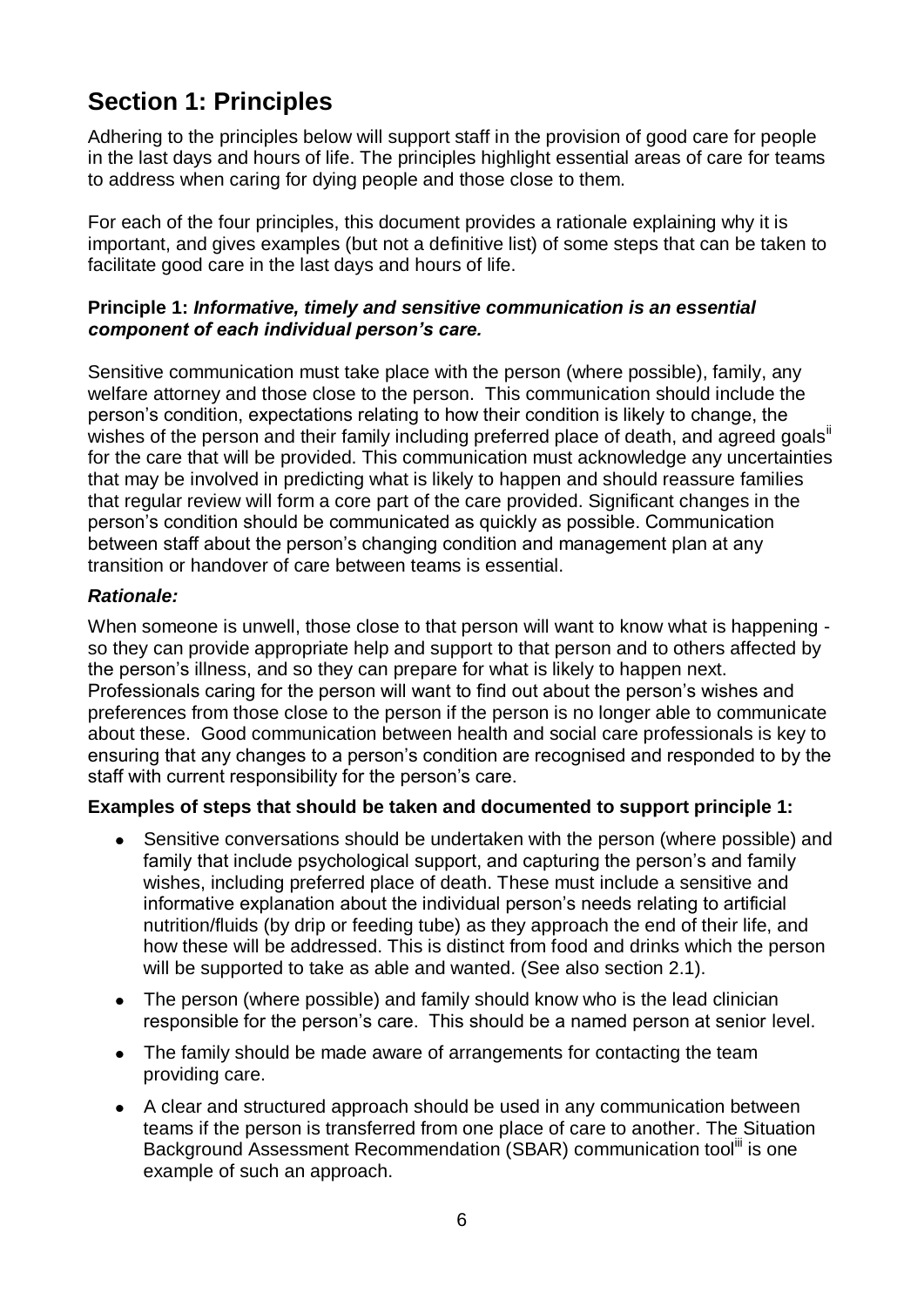## Section 1: Principles

Adhering to the principles below will support staff in the provision of good care for people in the last days and hours of life. The principles highlight essential areas of care for teams to address when caring for dying people and those close to them.

For each of the four principles, this document provides a rationale explaining why it is important, and gives examples (but not a definitive list) of some steps that can be taken to facilitate good care in the last days and hours of life.

**Principle 1: *Informative, timely and sensitive communication is an essential component of each individual person's care.***

Sensitive communication must take place with the person (where possible), family, any welfare attorney and those close to the person. This communication should include the person's condition, expectations relating to how their condition is likely to change, the wishes of the person and their family including preferred place of death, and agreed goals[ii] for the care that will be provided. This communication must acknowledge any uncertainties that may be involved in predicting what is likely to happen and should reassure families that regular review will form a core part of the care provided. Significant changes in the person's condition should be communicated as quickly as possible. Communication between staff about the person's changing condition and management plan at any transition or handover of care between teams is essential.

***Rationale:***

When someone is unwell, those close to that person will want to know what is happening - so they can provide appropriate help and support to that person and to others affected by the person's illness, and so they can prepare for what is likely to happen next. Professionals caring for the person will want to find out about the person's wishes and preferences from those close to the person if the person is no longer able to communicate about these. Good communication between health and social care professionals is key to ensuring that any changes to a person's condition are recognised and responded to by the staff with current responsibility for the person's care.

**Examples of steps that should be taken and documented to support principle 1:**

- Sensitive conversations should be undertaken with the person (where possible) and family that include psychological support, and capturing the person's and family wishes, including preferred place of death. These must include a sensitive and informative explanation about the individual person's needs relating to artificial nutrition/fluids (by drip or feeding tube) as they approach the end of their life, and how these will be addressed. This is distinct from food and drinks which the person will be supported to take as able and wanted. (See also section 2.1).
- The person (where possible) and family should know who is the lead clinician responsible for the person's care. This should be a named person at senior level.
- The family should be made aware of arrangements for contacting the team providing care.
- A clear and structured approach should be used in any communication between teams if the person is transferred from one place of care to another. The Situation Background Assessment Recommendation (SBAR) communication tool[iii] is one example of such an approach.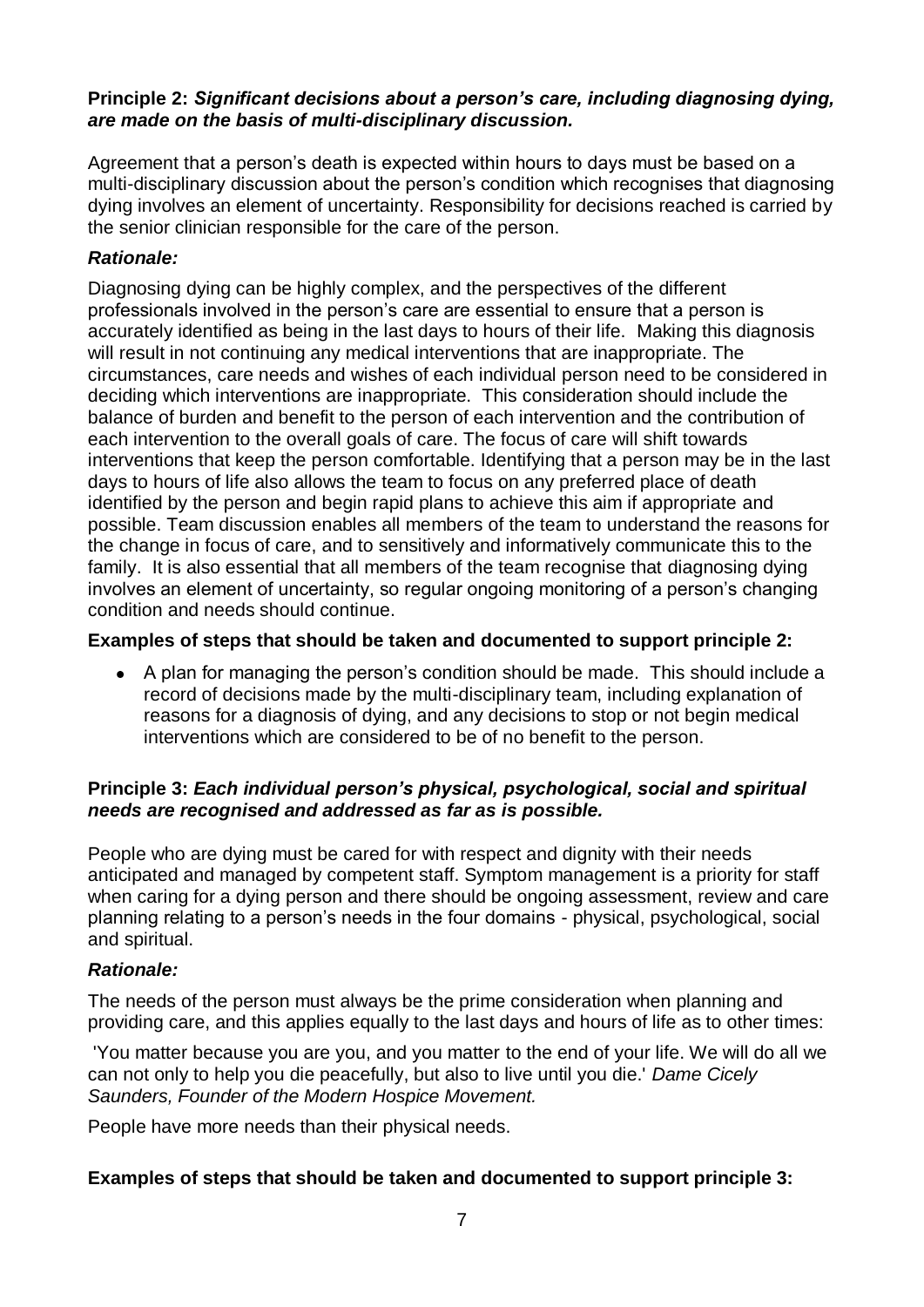**Principle 2:** ***Significant decisions about a person's care, including diagnosing dying, are made on the basis of multi-disciplinary discussion.***

Agreement that a person's death is expected within hours to days must be based on a multi-disciplinary discussion about the person's condition which recognises that diagnosing dying involves an element of uncertainty. Responsibility for decisions reached is carried by the senior clinician responsible for the care of the person.

***Rationale:***

Diagnosing dying can be highly complex, and the perspectives of the different professionals involved in the person's care are essential to ensure that a person is accurately identified as being in the last days to hours of their life. Making this diagnosis will result in not continuing any medical interventions that are inappropriate. The circumstances, care needs and wishes of each individual person need to be considered in deciding which interventions are inappropriate. This consideration should include the balance of burden and benefit to the person of each intervention and the contribution of each intervention to the overall goals of care. The focus of care will shift towards interventions that keep the person comfortable. Identifying that a person may be in the last days to hours of life also allows the team to focus on any preferred place of death identified by the person and begin rapid plans to achieve this aim if appropriate and possible. Team discussion enables all members of the team to understand the reasons for the change in focus of care, and to sensitively and informatively communicate this to the family. It is also essential that all members of the team recognise that diagnosing dying involves an element of uncertainty, so regular ongoing monitoring of a person's changing condition and needs should continue.

**Examples of steps that should be taken and documented to support principle 2:**

- A plan for managing the person's condition should be made. This should include a record of decisions made by the multi-disciplinary team, including explanation of reasons for a diagnosis of dying, and any decisions to stop or not begin medical interventions which are considered to be of no benefit to the person.

**Principle 3:** ***Each individual person's physical, psychological, social and spiritual needs are recognised and addressed as far as is possible.***

People who are dying must be cared for with respect and dignity with their needs anticipated and managed by competent staff. Symptom management is a priority for staff when caring for a dying person and there should be ongoing assessment, review and care planning relating to a person's needs in the four domains - physical, psychological, social and spiritual.

***Rationale:***

The needs of the person must always be the prime consideration when planning and providing care, and this applies equally to the last days and hours of life as to other times:

'You matter because you are you, and you matter to the end of your life. We will do all we can not only to help you die peacefully, but also to live until you die.' *Dame Cicely Saunders, Founder of the Modern Hospice Movement.*

People have more needs than their physical needs.

**Examples of steps that should be taken and documented to support principle 3:**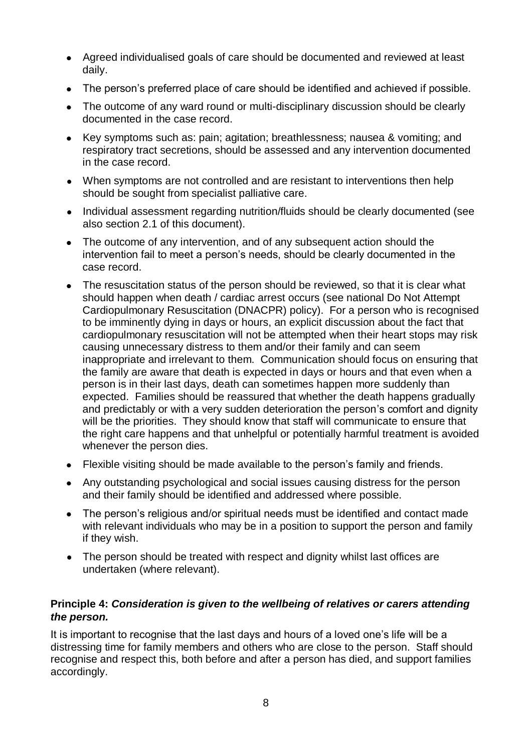- Agreed individualised goals of care should be documented and reviewed at least daily.
- The person's preferred place of care should be identified and achieved if possible.
- The outcome of any ward round or multi-disciplinary discussion should be clearly documented in the case record.
- Key symptoms such as: pain; agitation; breathlessness; nausea & vomiting; and respiratory tract secretions, should be assessed and any intervention documented in the case record.
- When symptoms are not controlled and are resistant to interventions then help should be sought from specialist palliative care.
- Individual assessment regarding nutrition/fluids should be clearly documented (see also section 2.1 of this document).
- The outcome of any intervention, and of any subsequent action should the intervention fail to meet a person's needs, should be clearly documented in the case record.
- The resuscitation status of the person should be reviewed, so that it is clear what should happen when death / cardiac arrest occurs (see national Do Not Attempt Cardiopulmonary Resuscitation (DNACPR) policy). For a person who is recognised to be imminently dying in days or hours, an explicit discussion about the fact that cardiopulmonary resuscitation will not be attempted when their heart stops may risk causing unnecessary distress to them and/or their family and can seem inappropriate and irrelevant to them. Communication should focus on ensuring that the family are aware that death is expected in days or hours and that even when a person is in their last days, death can sometimes happen more suddenly than expected. Families should be reassured that whether the death happens gradually and predictably or with a very sudden deterioration the person's comfort and dignity will be the priorities. They should know that staff will communicate to ensure that the right care happens and that unhelpful or potentially harmful treatment is avoided whenever the person dies.
- Flexible visiting should be made available to the person's family and friends.
- Any outstanding psychological and social issues causing distress for the person and their family should be identified and addressed where possible.
- The person's religious and/or spiritual needs must be identified and contact made with relevant individuals who may be in a position to support the person and family if they wish.
- The person should be treated with respect and dignity whilst last offices are undertaken (where relevant).

**Principle 4: *Consideration is given to the wellbeing of relatives or carers attending the person.***

It is important to recognise that the last days and hours of a loved one's life will be a distressing time for family members and others who are close to the person. Staff should recognise and respect this, both before and after a person has died, and support families accordingly.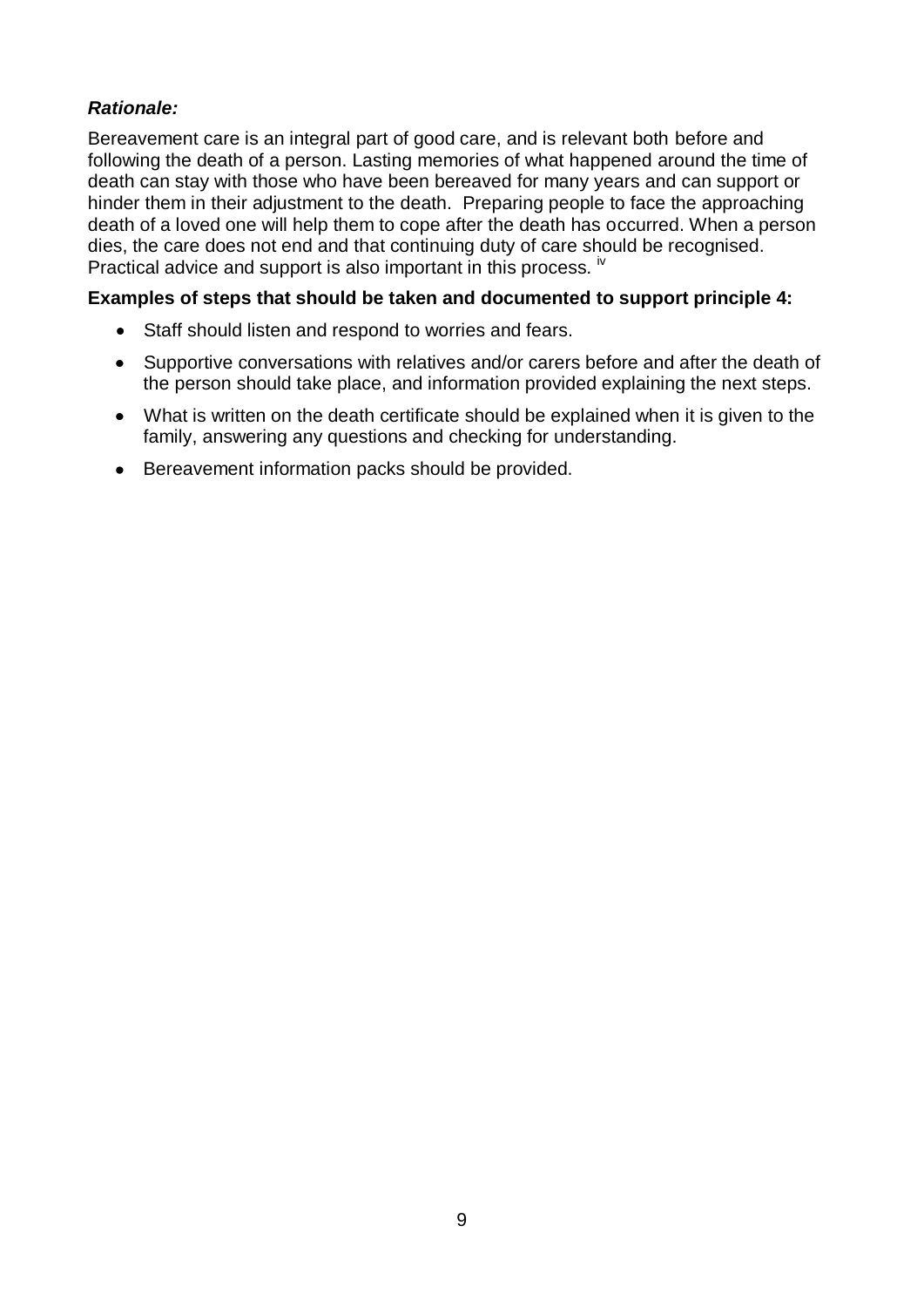***Rationale:***

Bereavement care is an integral part of good care, and is relevant both before and following the death of a person. Lasting memories of what happened around the time of death can stay with those who have been bereaved for many years and can support or hinder them in their adjustment to the death. Preparing people to face the approaching death of a loved one will help them to cope after the death has occurred. When a person dies, the care does not end and that continuing duty of care should be recognised. Practical advice and support is also important in this process. [iv]

**Examples of steps that should be taken and documented to support principle 4:**

- Staff should listen and respond to worries and fears.
- Supportive conversations with relatives and/or carers before and after the death of the person should take place, and information provided explaining the next steps.
- What is written on the death certificate should be explained when it is given to the family, answering any questions and checking for understanding.
- Bereavement information packs should be provided.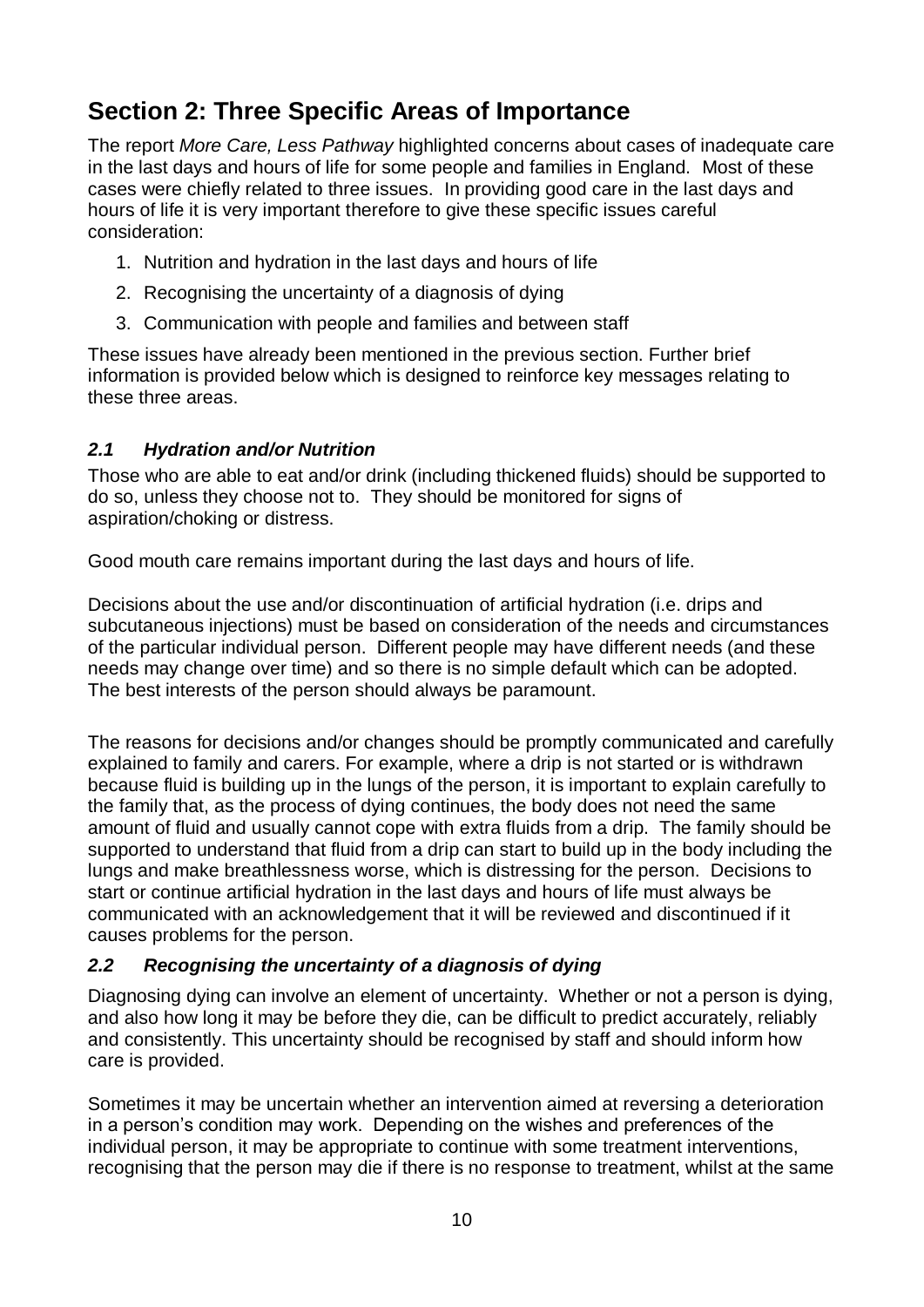# Section 2: Three Specific Areas of Importance

The report *More Care, Less Pathway* highlighted concerns about cases of inadequate care in the last days and hours of life for some people and families in England. Most of these cases were chiefly related to three issues. In providing good care in the last days and hours of life it is very important therefore to give these specific issues careful consideration:

1. Nutrition and hydration in the last days and hours of life
2. Recognising the uncertainty of a diagnosis of dying
3. Communication with people and families and between staff

These issues have already been mentioned in the previous section. Further brief information is provided below which is designed to reinforce key messages relating to these three areas.

### *2.1 Hydration and/or Nutrition*

Those who are able to eat and/or drink (including thickened fluids) should be supported to do so, unless they choose not to. They should be monitored for signs of aspiration/choking or distress.

Good mouth care remains important during the last days and hours of life.

Decisions about the use and/or discontinuation of artificial hydration (i.e. drips and subcutaneous injections) must be based on consideration of the needs and circumstances of the particular individual person. Different people may have different needs (and these needs may change over time) and so there is no simple default which can be adopted. The best interests of the person should always be paramount.

The reasons for decisions and/or changes should be promptly communicated and carefully explained to family and carers. For example, where a drip is not started or is withdrawn because fluid is building up in the lungs of the person, it is important to explain carefully to the family that, as the process of dying continues, the body does not need the same amount of fluid and usually cannot cope with extra fluids from a drip. The family should be supported to understand that fluid from a drip can start to build up in the body including the lungs and make breathlessness worse, which is distressing for the person. Decisions to start or continue artificial hydration in the last days and hours of life must always be communicated with an acknowledgement that it will be reviewed and discontinued if it causes problems for the person.

### *2.2 Recognising the uncertainty of a diagnosis of dying*

Diagnosing dying can involve an element of uncertainty. Whether or not a person is dying, and also how long it may be before they die, can be difficult to predict accurately, reliably and consistently. This uncertainty should be recognised by staff and should inform how care is provided.

Sometimes it may be uncertain whether an intervention aimed at reversing a deterioration in a person's condition may work. Depending on the wishes and preferences of the individual person, it may be appropriate to continue with some treatment interventions, recognising that the person may die if there is no response to treatment, whilst at the same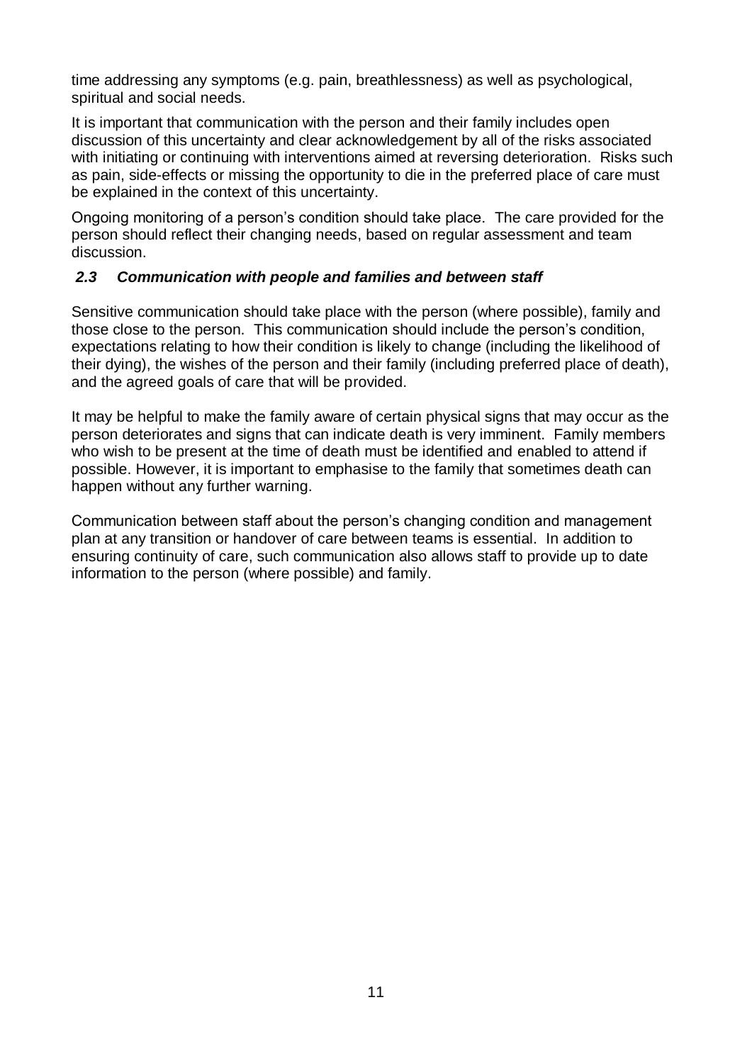time addressing any symptoms (e.g. pain, breathlessness) as well as psychological, spiritual and social needs.

It is important that communication with the person and their family includes open discussion of this uncertainty and clear acknowledgement by all of the risks associated with initiating or continuing with interventions aimed at reversing deterioration. Risks such as pain, side-effects or missing the opportunity to die in the preferred place of care must be explained in the context of this uncertainty.

Ongoing monitoring of a person's condition should take place. The care provided for the person should reflect their changing needs, based on regular assessment and team discussion.

### *2.3 Communication with people and families and between staff*

Sensitive communication should take place with the person (where possible), family and those close to the person. This communication should include the person's condition, expectations relating to how their condition is likely to change (including the likelihood of their dying), the wishes of the person and their family (including preferred place of death), and the agreed goals of care that will be provided.

It may be helpful to make the family aware of certain physical signs that may occur as the person deteriorates and signs that can indicate death is very imminent. Family members who wish to be present at the time of death must be identified and enabled to attend if possible. However, it is important to emphasise to the family that sometimes death can happen without any further warning.

Communication between staff about the person's changing condition and management plan at any transition or handover of care between teams is essential. In addition to ensuring continuity of care, such communication also allows staff to provide up to date information to the person (where possible) and family.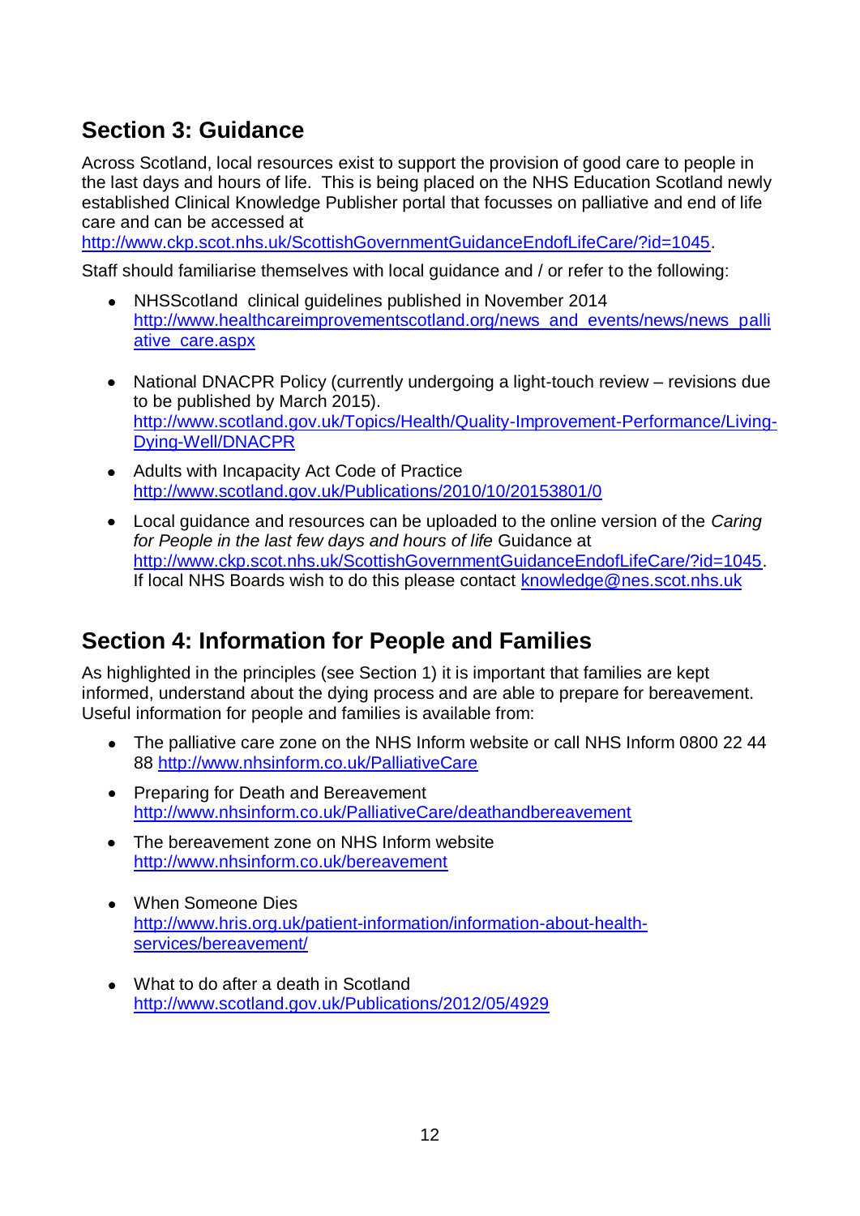## Section 3: Guidance

Across Scotland, local resources exist to support the provision of good care to people in the last days and hours of life. This is being placed on the NHS Education Scotland newly established Clinical Knowledge Publisher portal that focusses on palliative and end of life care and can be accessed at http://www.ckp.scot.nhs.uk/ScottishGovernmentGuidanceEndofLifeCare/?id=1045.

Staff should familiarise themselves with local guidance and / or refer to the following:

- NHSScotland clinical guidelines published in November 2014 http://www.healthcareimprovementscotland.org/news_and_events/news/news_palliative_care.aspx
- National DNACPR Policy (currently undergoing a light-touch review – revisions due to be published by March 2015). http://www.scotland.gov.uk/Topics/Health/Quality-Improvement-Performance/Living-Dying-Well/DNACPR
- Adults with Incapacity Act Code of Practice http://www.scotland.gov.uk/Publications/2010/10/20153801/0
- Local guidance and resources can be uploaded to the online version of the *Caring for People in the last few days and hours of life* Guidance at http://www.ckp.scot.nhs.uk/ScottishGovernmentGuidanceEndofLifeCare/?id=1045. If local NHS Boards wish to do this please contact knowledge@nes.scot.nhs.uk

## Section 4: Information for People and Families

As highlighted in the principles (see Section 1) it is important that families are kept informed, understand about the dying process and are able to prepare for bereavement. Useful information for people and families is available from:

- The palliative care zone on the NHS Inform website or call NHS Inform 0800 22 44 88 http://www.nhsinform.co.uk/PalliativeCare
- Preparing for Death and Bereavement http://www.nhsinform.co.uk/PalliativeCare/deathandbereavement
- The bereavement zone on NHS Inform website http://www.nhsinform.co.uk/bereavement
- When Someone Dies http://www.hris.org.uk/patient-information/information-about-health-services/bereavement/
- What to do after a death in Scotland http://www.scotland.gov.uk/Publications/2012/05/4929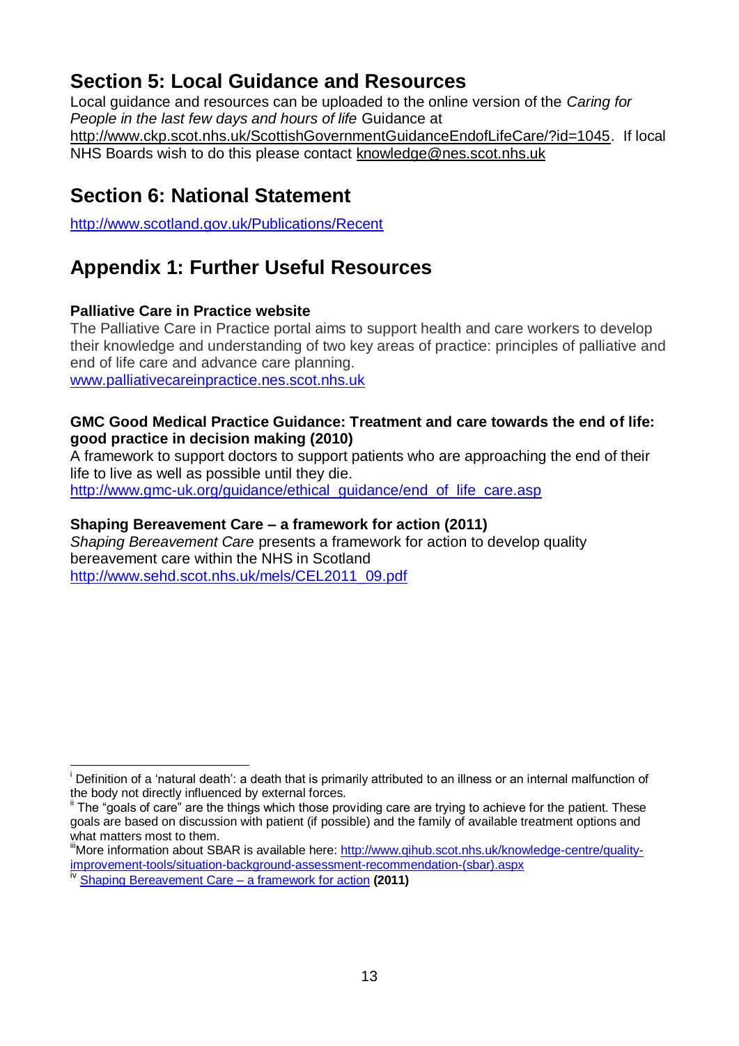## Section 5: Local Guidance and Resources

Local guidance and resources can be uploaded to the online version of the *Caring for People in the last few days and hours of life* Guidance at http://www.ckp.scot.nhs.uk/ScottishGovernmentGuidanceEndofLifeCare/?id=1045. If local NHS Boards wish to do this please contact knowledge@nes.scot.nhs.uk

## Section 6: National Statement

http://www.scotland.gov.uk/Publications/Recent

## Appendix 1: Further Useful Resources

**Palliative Care in Practice website**

The Palliative Care in Practice portal aims to support health and care workers to develop their knowledge and understanding of two key areas of practice: principles of palliative and end of life care and advance care planning.
www.palliativecareinpractice.nes.scot.nhs.uk

**GMC Good Medical Practice Guidance: Treatment and care towards the end of life: good practice in decision making (2010)**

A framework to support doctors to support patients who are approaching the end of their life to live as well as possible until they die.
http://www.gmc-uk.org/guidance/ethical_guidance/end_of_life_care.asp

**Shaping Bereavement Care – a framework for action (2011)**

*Shaping Bereavement Care* presents a framework for action to develop quality bereavement care within the NHS in Scotland
http://www.sehd.scot.nhs.uk/mels/CEL2011_09.pdf

---

[i] Definition of a 'natural death': a death that is primarily attributed to an illness or an internal malfunction of the body not directly influenced by external forces.

[ii] The "goals of care" are the things which those providing care are trying to achieve for the patient. These goals are based on discussion with patient (if possible) and the family of available treatment options and what matters most to them.

[iii] More information about SBAR is available here: http://www.qihub.scot.nhs.uk/knowledge-centre/quality-improvement-tools/situation-background-assessment-recommendation-(sbar).aspx

[iv] Shaping Bereavement Care – a framework for action **(2011)**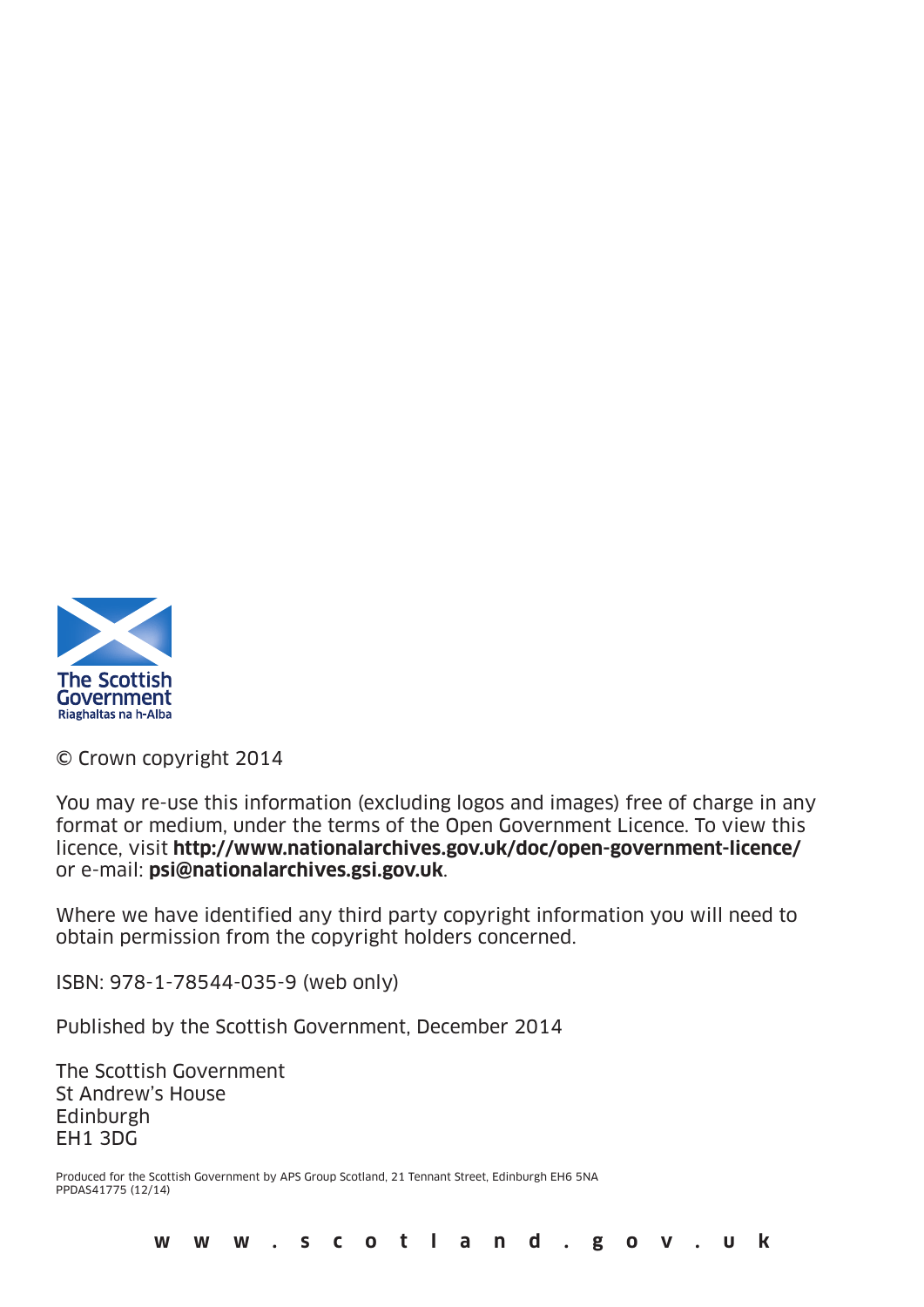The Scottish Government
Riaghaltas na h-Alba

© Crown copyright 2014

You may re-use this information (excluding logos and images) free of charge in any format or medium, under the terms of the Open Government Licence. To view this licence, visit **http://www.nationalarchives.gov.uk/doc/open-government-licence/** or e-mail: **psi@nationalarchives.gsi.gov.uk**.

Where we have identified any third party copyright information you will need to obtain permission from the copyright holders concerned.

ISBN: 978-1-78544-035-9 (web only)

Published by the Scottish Government, December 2014

The Scottish Government
St Andrew's House
Edinburgh
EH1 3DG

Produced for the Scottish Government by APS Group Scotland, 21 Tennant Street, Edinburgh EH6 5NA
PPDAS41775 (12/14)

**w w w . s c o t l a n d . g o v . u k**